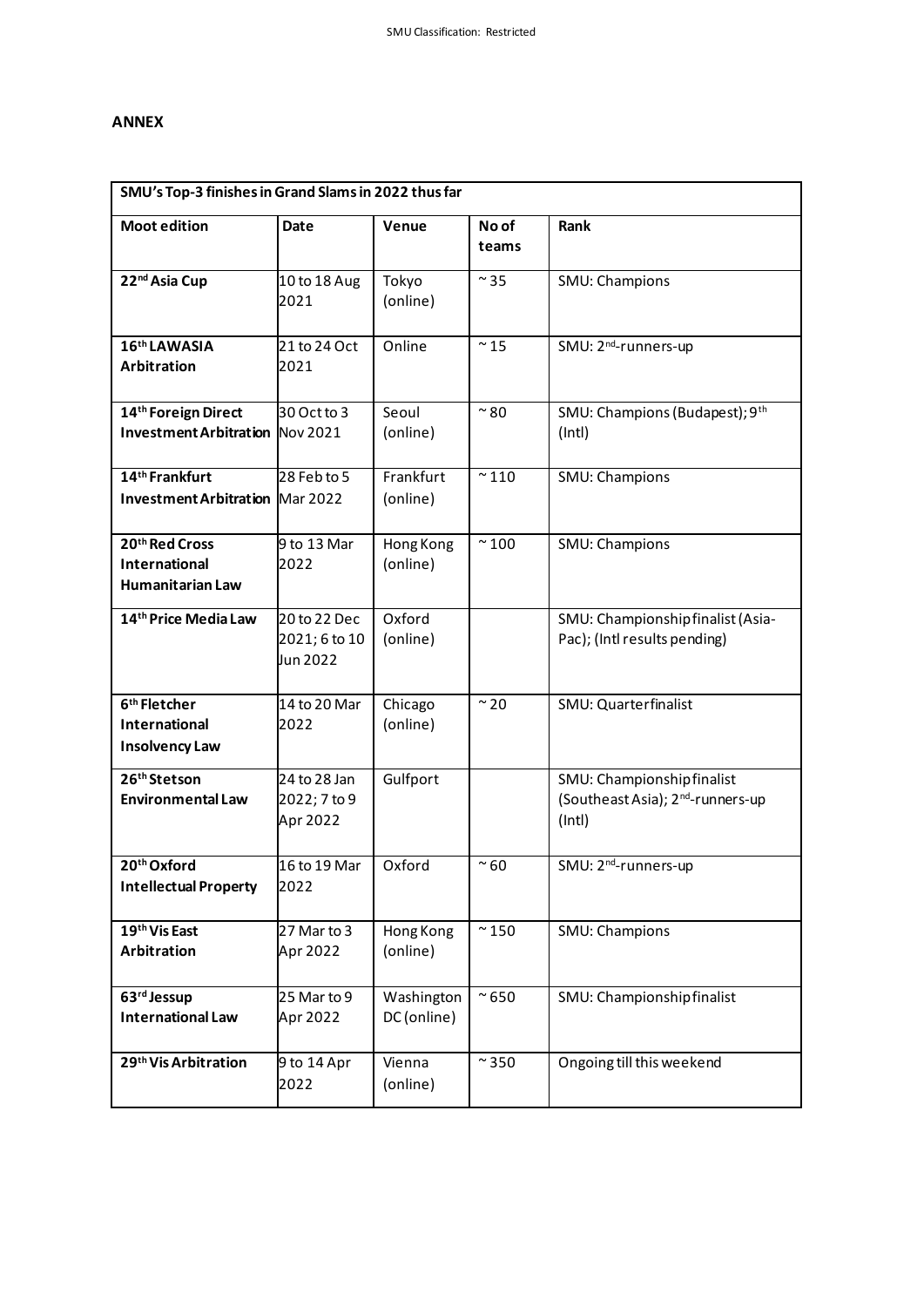**ANNEX**

| SMU's Top-3 finishes in Grand Slams in 2022 thus far | | | | |
|---|---|---|---|---|
| **Moot edition** | **Date** | **Venue** | **No of teams** | **Rank** |
| **22nd Asia Cup** | 10 to 18 Aug 2021 | Tokyo (online) | ~35 | SMU: Champions |
| **16th LAWASIA Arbitration** | 21 to 24 Oct 2021 | Online | ~15 | SMU: 2nd-runners-up |
| **14th Foreign Direct Investment Arbitration** | 30 Oct to 3 Nov 2021 | Seoul (online) | ~80 | SMU: Champions (Budapest); 9th (Intl) |
| **14th Frankfurt Investment Arbitration** | 28 Feb to 5 Mar 2022 | Frankfurt (online) | ~110 | SMU: Champions |
| **20th Red Cross International Humanitarian Law** | 9 to 13 Mar 2022 | Hong Kong (online) | ~100 | SMU: Champions |
| **14th Price Media Law** | 20 to 22 Dec 2021; 6 to 10 Jun 2022 | Oxford (online) | | SMU: Championship finalist (Asia-Pac); (Intl results pending) |
| **6th Fletcher International Insolvency Law** | 14 to 20 Mar 2022 | Chicago (online) | ~20 | SMU: Quarterfinalist |
| **26th Stetson Environmental Law** | 24 to 28 Jan 2022; 7 to 9 Apr 2022 | Gulfport | | SMU: Championship finalist (Southeast Asia); 2nd-runners-up (Intl) |
| **20th Oxford Intellectual Property** | 16 to 19 Mar 2022 | Oxford | ~60 | SMU: 2nd-runners-up |
| **19th Vis East Arbitration** | 27 Mar to 3 Apr 2022 | Hong Kong (online) | ~150 | SMU: Champions |
| **63rd Jessup International Law** | 25 Mar to 9 Apr 2022 | Washington DC (online) | ~650 | SMU: Championship finalist |
| **29th Vis Arbitration** | 9 to 14 Apr 2022 | Vienna (online) | ~350 | Ongoing till this weekend |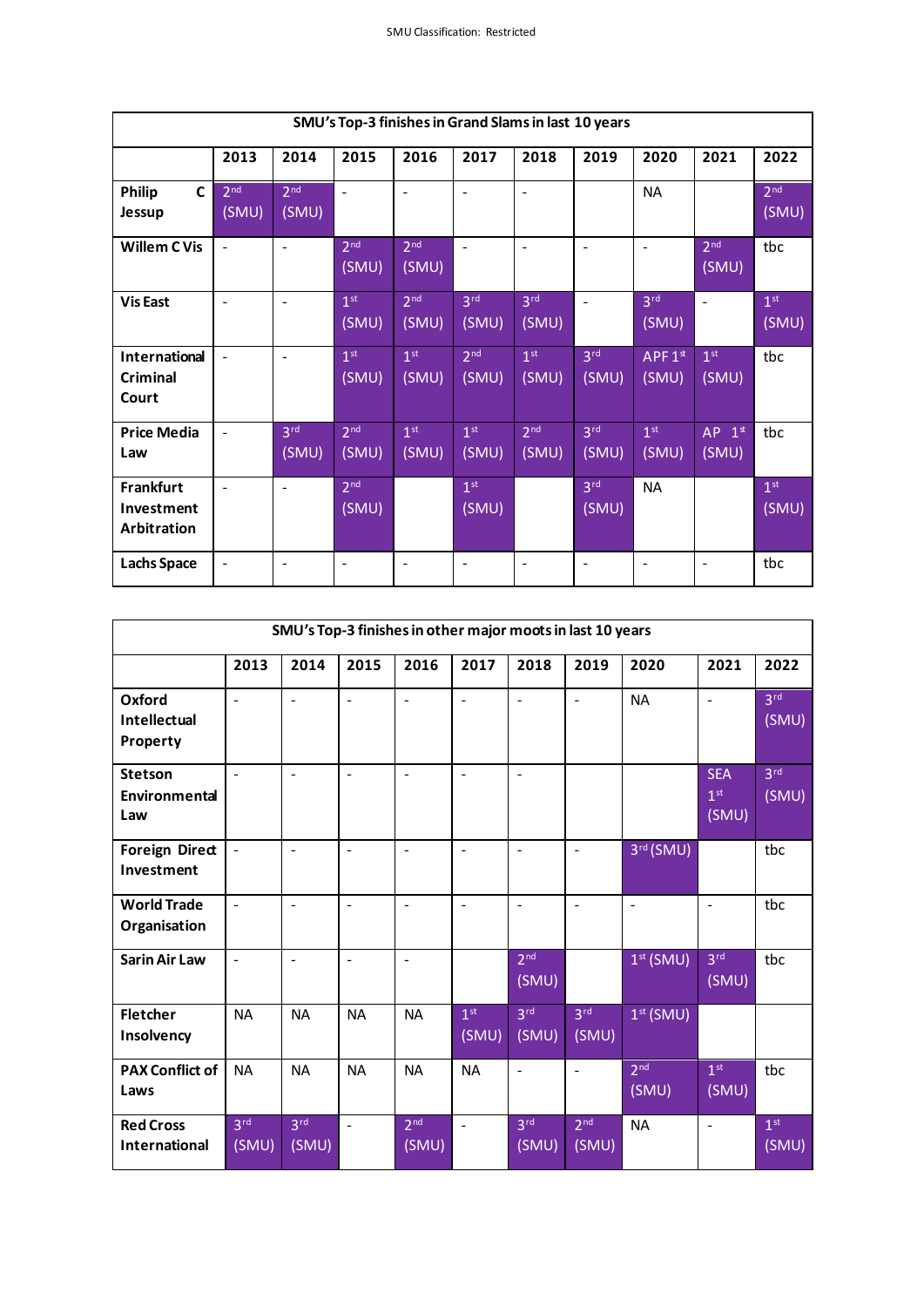| SMU's Top-3 finishes in Grand Slams in last 10 years | | | | | | | | | | |
|---|---|---|---|---|---|---|---|---|---|---|
| | **2013** | **2014** | **2015** | **2016** | **2017** | **2018** | **2019** | **2020** | **2021** | **2022** |
| **Philip C Jessup** | 2nd (SMU) | 2nd (SMU) | - | - | - | - | | NA | | 2nd (SMU) |
| **Willem C Vis** | - | - | 2nd (SMU) | 2nd (SMU) | - | - | - | - | 2nd (SMU) | tbc |
| **Vis East** | - | - | 1st (SMU) | 2nd (SMU) | 3rd (SMU) | 3rd (SMU) | - | 3rd (SMU) | - | 1st (SMU) |
| **International Criminal Court** | - | - | 1st (SMU) | 1st (SMU) | 2nd (SMU) | 1st (SMU) | 3rd (SMU) | APF 1st (SMU) | 1st (SMU) | tbc |
| **Price Media Law** | - | 3rd (SMU) | 2nd (SMU) | 1st (SMU) | 1st (SMU) | 2nd (SMU) | 3rd (SMU) | 1st (SMU) | AP 1st (SMU) | tbc |
| **Frankfurt Investment Arbitration** | - | - | 2nd (SMU) | | 1st (SMU) | | 3rd (SMU) | NA | | 1st (SMU) |
| **Lachs Space** | - | - | - | - | - | - | - | - | - | tbc |

| SMU's Top-3 finishes in other major moots in last 10 years | | | | | | | | | | |
|---|---|---|---|---|---|---|---|---|---|---|
| | **2013** | **2014** | **2015** | **2016** | **2017** | **2018** | **2019** | **2020** | **2021** | **2022** |
| **Oxford Intellectual Property** | - | - | - | - | - | - | - | NA | - | 3rd (SMU) |
| **Stetson Environmental Law** | - | - | - | - | - | - | | | SEA 1st (SMU) | 3rd (SMU) |
| **Foreign Direct Investment** | - | - | - | - | - | - | - | 3rd (SMU) | | tbc |
| **World Trade Organisation** | - | - | - | - | - | - | - | - | - | tbc |
| **Sarin Air Law** | - | - | - | - | | 2nd (SMU) | | 1st (SMU) | 3rd (SMU) | tbc |
| **Fletcher Insolvency** | NA | NA | NA | NA | 1st (SMU) | 3rd (SMU) | 3rd (SMU) | 1st (SMU) | | |
| **PAX Conflict of Laws** | NA | NA | NA | NA | NA | - | - | 2nd (SMU) | 1st (SMU) | tbc |
| **Red Cross International** | 3rd (SMU) | 3rd (SMU) | - | 2nd (SMU) | - | 3rd (SMU) | 2nd (SMU) | NA | - | 1st (SMU) |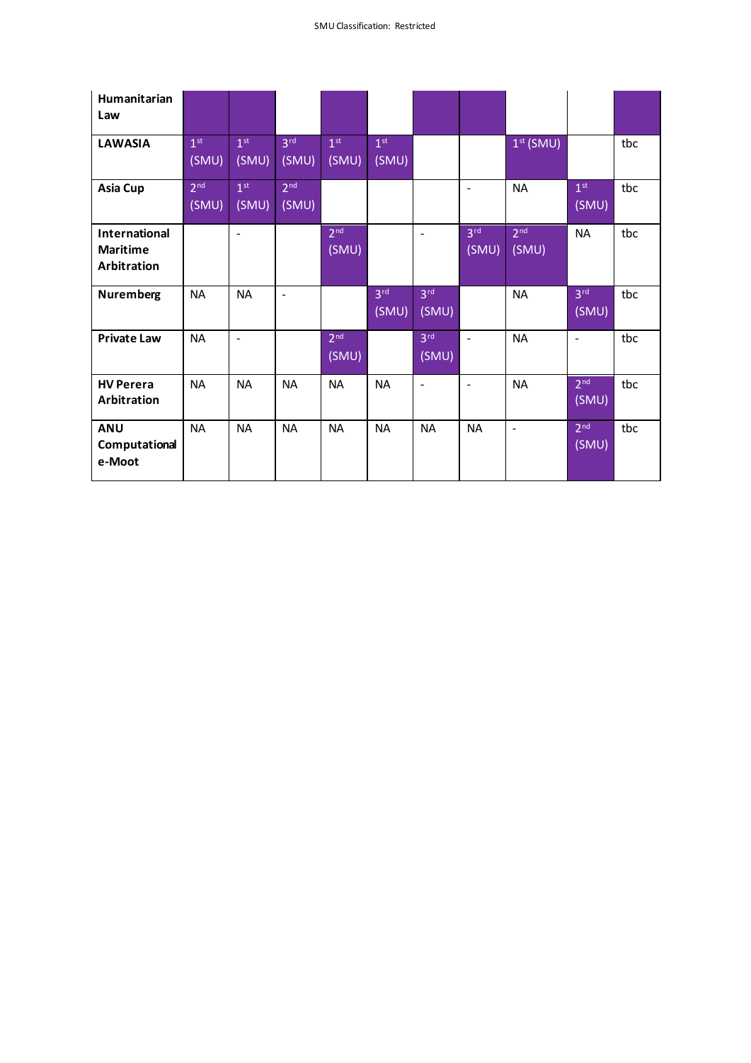| | | | | | | | | | | |
|---|---|---|---|---|---|---|---|---|---|---|
| **Humanitarian Law** | | | | | | | | | | |
| **LAWASIA** | 1st (SMU) | 1st (SMU) | 3rd (SMU) | 1st (SMU) | 1st (SMU) | | | 1st (SMU) | | tbc |
| **Asia Cup** | 2nd (SMU) | 1st (SMU) | 2nd (SMU) | | | | - | NA | 1st (SMU) | tbc |
| **International Maritime Arbitration** | | - | | 2nd (SMU) | | - | 3rd (SMU) | 2nd (SMU) | NA | tbc |
| **Nuremberg** | NA | NA | - | | 3rd (SMU) | 3rd (SMU) | | NA | 3rd (SMU) | tbc |
| **Private Law** | NA | - | | 2nd (SMU) | | 3rd (SMU) | - | NA | - | tbc |
| **HV Perera Arbitration** | NA | NA | NA | NA | NA | - | - | NA | 2nd (SMU) | tbc |
| **ANU Computational e-Moot** | NA | NA | NA | NA | NA | NA | NA | - | 2nd (SMU) | tbc |